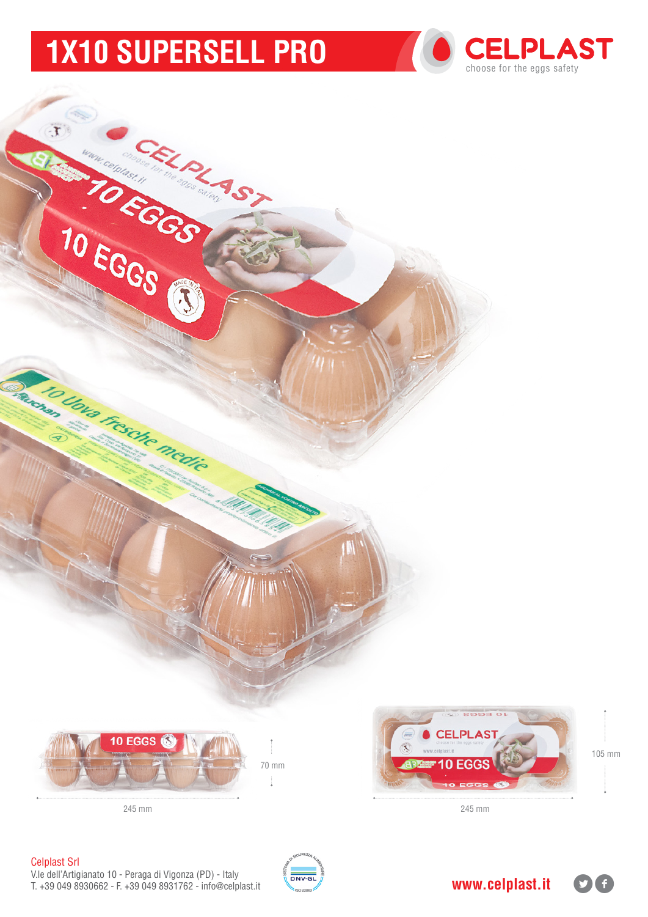# 1X10 SUPERSELL PRO

CELPLAST
choose for the eggs safety

70 mm

245 mm

105 mm

245 mm

Celplast Srl
V.le dell'Artigianato 10 - Peraga di Vigonza (PD) - Italy
T. +39 049 8930662 - F. +39 049 8931762 - info@celplast.it

www.celplast.it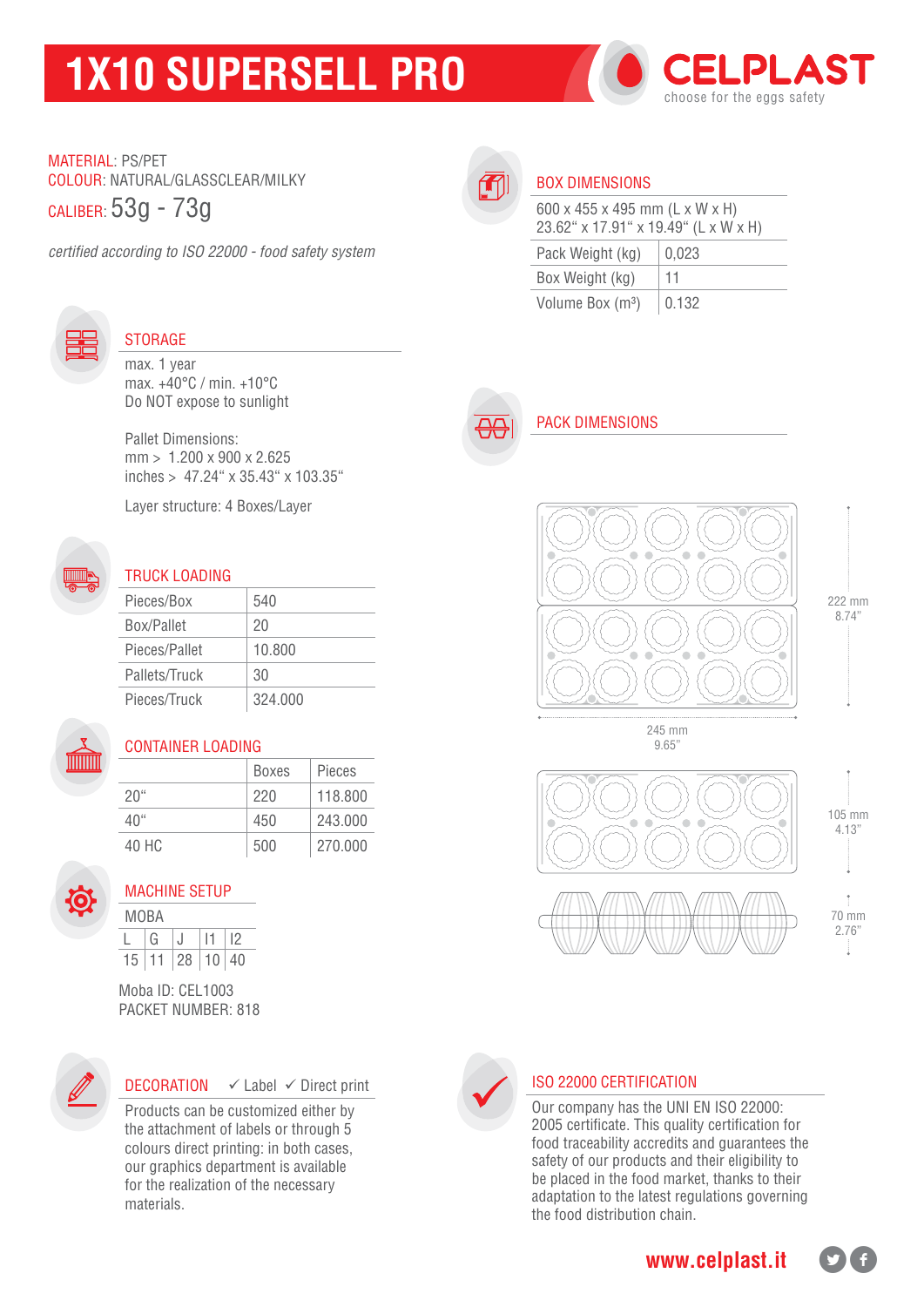# 1X10 SUPERSELL PRO

CELPLAST
choose for the eggs safety

MATERIAL: PS/PET
COLOUR: NATURAL/GLASSCLEAR/MILKY
CALIBER: 53g - 73g

*certified according to ISO 22000 - food safety system*

## STORAGE

max. 1 year
max. +40°C / min. +10°C
Do NOT expose to sunlight

Pallet Dimensions:
mm > 1.200 x 900 x 2.625
inches > 47.24“ x 35.43“ x 103.35“

Layer structure: 4 Boxes/Layer

## TRUCK LOADING

| | |
|---|---|
| Pieces/Box | 540 |
| Box/Pallet | 20 |
| Pieces/Pallet | 10.800 |
| Pallets/Truck | 30 |
| Pieces/Truck | 324.000 |

## CONTAINER LOADING

| | Boxes | Pieces |
|---|---|---|
| 20“ | 220 | 118.800 |
| 40“ | 450 | 243.000 |
| 40 HC | 500 | 270.000 |

## MACHINE SETUP

MOBA

| L | G | J | I1 | I2 |
|---|---|---|---|---|
| 15 | 11 | 28 | 10 | 40 |

Moba ID: CEL1003
PACKET NUMBER: 818

## BOX DIMENSIONS

600 x 455 x 495 mm (L x W x H)
23.62“ x 17.91“ x 19.49“ (L x W x H)

| | |
|---|---|
| Pack Weight (kg) | 0,023 |
| Box Weight (kg) | 11 |
| Volume Box (m³) | 0.132 |

## PACK DIMENSIONS

222 mm
8.74"

245 mm
9.65"

105 mm
4.13"

70 mm
2.76"

## DECORATION ✓ Label ✓ Direct print

Products can be customized either by the attachment of labels or through 5 colours direct printing: in both cases, our graphics department is available for the realization of the necessary materials.

## ISO 22000 CERTIFICATION

Our company has the UNI EN ISO 22000: 2005 certificate. This quality certification for food traceability accredits and guarantees the safety of our products and their eligibility to be placed in the food market, thanks to their adaptation to the latest regulations governing the food distribution chain.

www.celplast.it